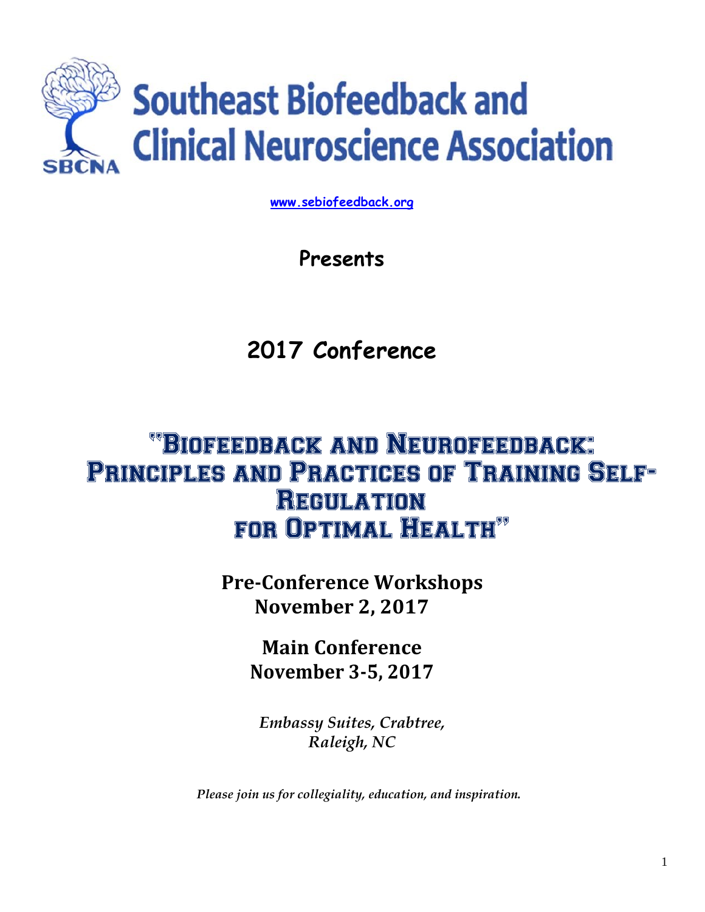# Southeast Biofeedback and Clinical Neuroscience Association

SBCNA

www.sebiofeedback.org

**Presents**

## 2017 Conference

## "Biofeedback and Neurofeedback: Principles and Practices of Training Self-Regulation for Optimal Health"

**Pre-Conference Workshops**
**November 2, 2017**

**Main Conference**
**November 3-5, 2017**

*Embassy Suites, Crabtree,*
*Raleigh, NC*

*Please join us for collegiality, education, and inspiration.*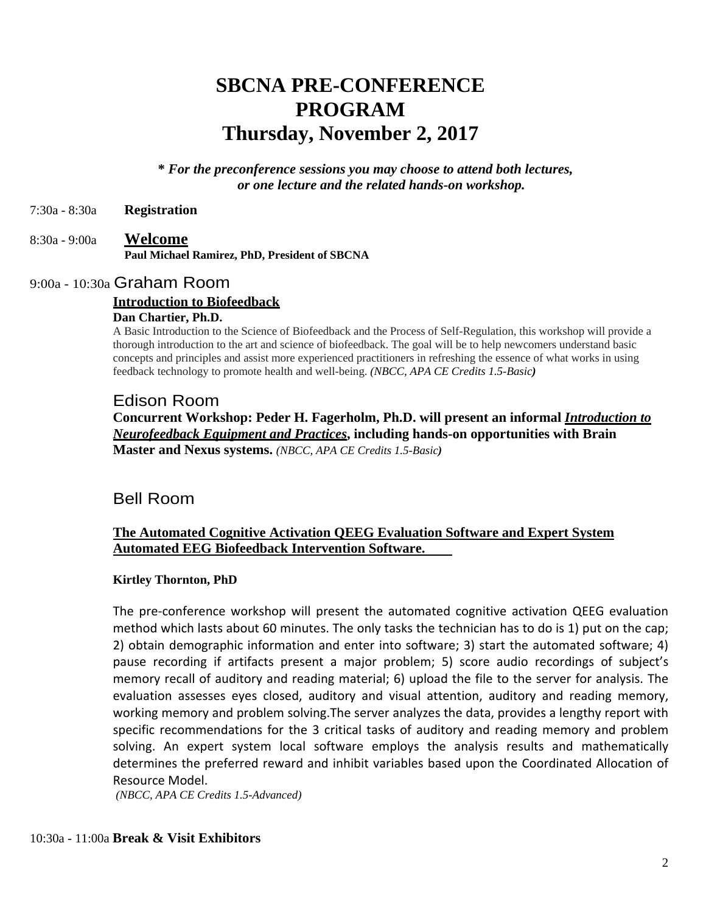# SBCNA PRE-CONFERENCE PROGRAM
# Thursday, November 2, 2017

***\* For the preconference sessions you may choose to attend both lectures, or one lecture and the related hands-on workshop.***

7:30a - 8:30a **Registration**

8:30a - 9:00a **Welcome**
**Paul Michael Ramirez, PhD, President of SBCNA**

9:00a - 10:30a Graham Room

**Introduction to Biofeedback**
**Dan Chartier, Ph.D.**
A Basic Introduction to the Science of Biofeedback and the Process of Self-Regulation, this workshop will provide a thorough introduction to the art and science of biofeedback. The goal will be to help newcomers understand basic concepts and principles and assist more experienced practitioners in refreshing the essence of what works in using feedback technology to promote health and well-being. *(NBCC, APA CE Credits 1.5-Basic)*

Edison Room

**Concurrent Workshop: Peder H. Fagerholm, Ph.D. will present an informal *Introduction to Neurofeedback Equipment and Practices*, including hands-on opportunities with Brain Master and Nexus systems.** *(NBCC, APA CE Credits 1.5-Basic)*

Bell Room

**The Automated Cognitive Activation QEEG Evaluation Software and Expert System Automated EEG Biofeedback Intervention Software.**

**Kirtley Thornton, PhD**

The pre-conference workshop will present the automated cognitive activation QEEG evaluation method which lasts about 60 minutes. The only tasks the technician has to do is 1) put on the cap; 2) obtain demographic information and enter into software; 3) start the automated software; 4) pause recording if artifacts present a major problem; 5) score audio recordings of subject's memory recall of auditory and reading material; 6) upload the file to the server for analysis. The evaluation assesses eyes closed, auditory and visual attention, auditory and reading memory, working memory and problem solving.The server analyzes the data, provides a lengthy report with specific recommendations for the 3 critical tasks of auditory and reading memory and problem solving. An expert system local software employs the analysis results and mathematically determines the preferred reward and inhibit variables based upon the Coordinated Allocation of Resource Model.
*(NBCC, APA CE Credits 1.5-Advanced)*

10:30a - 11:00a **Break & Visit Exhibitors**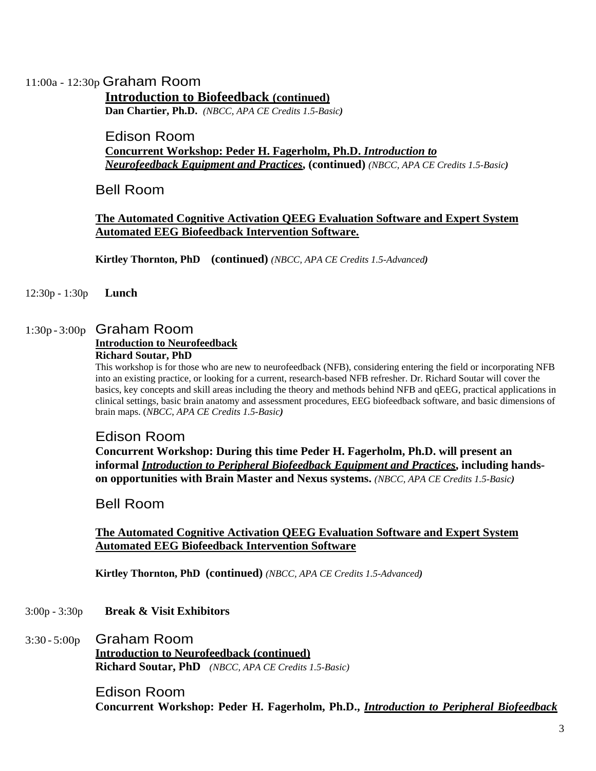11:00a - 12:30p Graham Room

**Introduction to Biofeedback (continued)**
**Dan Chartier, Ph.D.** *(NBCC, APA CE Credits 1.5-Basic)*

Edison Room

**Concurrent Workshop: Peder H. Fagerholm, Ph.D. *Introduction to Neurofeedback Equipment and Practices*, (continued)** *(NBCC, APA CE Credits 1.5-Basic)*

Bell Room

**The Automated Cognitive Activation QEEG Evaluation Software and Expert System Automated EEG Biofeedback Intervention Software.**

**Kirtley Thornton, PhD (continued)** *(NBCC, APA CE Credits 1.5-Advanced)*

12:30p - 1:30p **Lunch**

1:30p - 3:00p Graham Room

**Introduction to Neurofeedback**
**Richard Soutar, PhD**
This workshop is for those who are new to neurofeedback (NFB), considering entering the field or incorporating NFB into an existing practice, or looking for a current, research-based NFB refresher. Dr. Richard Soutar will cover the basics, key concepts and skill areas including the theory and methods behind NFB and qEEG, practical applications in clinical settings, basic brain anatomy and assessment procedures, EEG biofeedback software, and basic dimensions of brain maps. (*NBCC, APA CE Credits 1.5-Basic)*

Edison Room

**Concurrent Workshop: During this time Peder H. Fagerholm, Ph.D. will present an informal *Introduction to Peripheral Biofeedback Equipment and Practices*, including hands-on opportunities with Brain Master and Nexus systems.** *(NBCC, APA CE Credits 1.5-Basic)*

Bell Room

**The Automated Cognitive Activation QEEG Evaluation Software and Expert System Automated EEG Biofeedback Intervention Software**

**Kirtley Thornton, PhD (continued)** *(NBCC, APA CE Credits 1.5-Advanced)*

3:00p - 3:30p **Break & Visit Exhibitors**

3:30 - 5:00p Graham Room

**Introduction to Neurofeedback (continued)**
**Richard Soutar, PhD** *(NBCC, APA CE Credits 1.5-Basic)*

Edison Room

**Concurrent Workshop: Peder H. Fagerholm, Ph.D., *Introduction to Peripheral Biofeedback***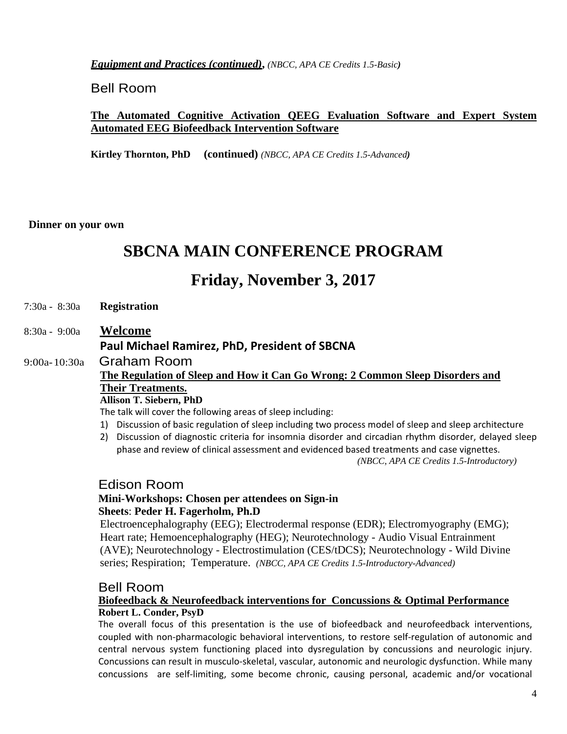***Equipment and Practices (continued)**, (NBCC, APA CE Credits 1.5-Basic)*

Bell Room

**The Automated Cognitive Activation QEEG Evaluation Software and Expert System Automated EEG Biofeedback Intervention Software**

**Kirtley Thornton, PhD (continued)** *(NBCC, APA CE Credits 1.5-Advanced)*

**Dinner on your own**

# SBCNA MAIN CONFERENCE PROGRAM

## Friday, November 3, 2017

7:30a - 8:30a **Registration**

8:30a - 9:00a **Welcome**

**Paul Michael Ramirez, PhD, President of SBCNA**

9:00a-10:30a Graham Room

**The Regulation of Sleep and How it Can Go Wrong: 2 Common Sleep Disorders and Their Treatments.**

**Allison T. Siebern, PhD**

The talk will cover the following areas of sleep including:

1) Discussion of basic regulation of sleep including two process model of sleep and sleep architecture
2) Discussion of diagnostic criteria for insomnia disorder and circadian rhythm disorder, delayed sleep phase and review of clinical assessment and evidenced based treatments and case vignettes.

*(NBCC, APA CE Credits 1.5-Introductory)*

Edison Room

**Mini-Workshops: Chosen per attendees on Sign-in Sheets**: **Peder H. Fagerholm, Ph.D**

Electroencephalography (EEG); Electrodermal response (EDR); Electromyography (EMG); Heart rate; Hemoencephalography (HEG); Neurotechnology - Audio Visual Entrainment (AVE); Neurotechnology - Electrostimulation (CES/tDCS); Neurotechnology - Wild Divine series; Respiration; Temperature. *(NBCC, APA CE Credits 1.5-Introductory-Advanced)*

Bell Room

**Biofeedback & Neurofeedback interventions for Concussions & Optimal Performance**

**Robert L. Conder, PsyD**

The overall focus of this presentation is the use of biofeedback and neurofeedback interventions, coupled with non-pharmacologic behavioral interventions, to restore self-regulation of autonomic and central nervous system functioning placed into dysregulation by concussions and neurologic injury. Concussions can result in musculo-skeletal, vascular, autonomic and neurologic dysfunction. While many concussions are self-limiting, some become chronic, causing personal, academic and/or vocational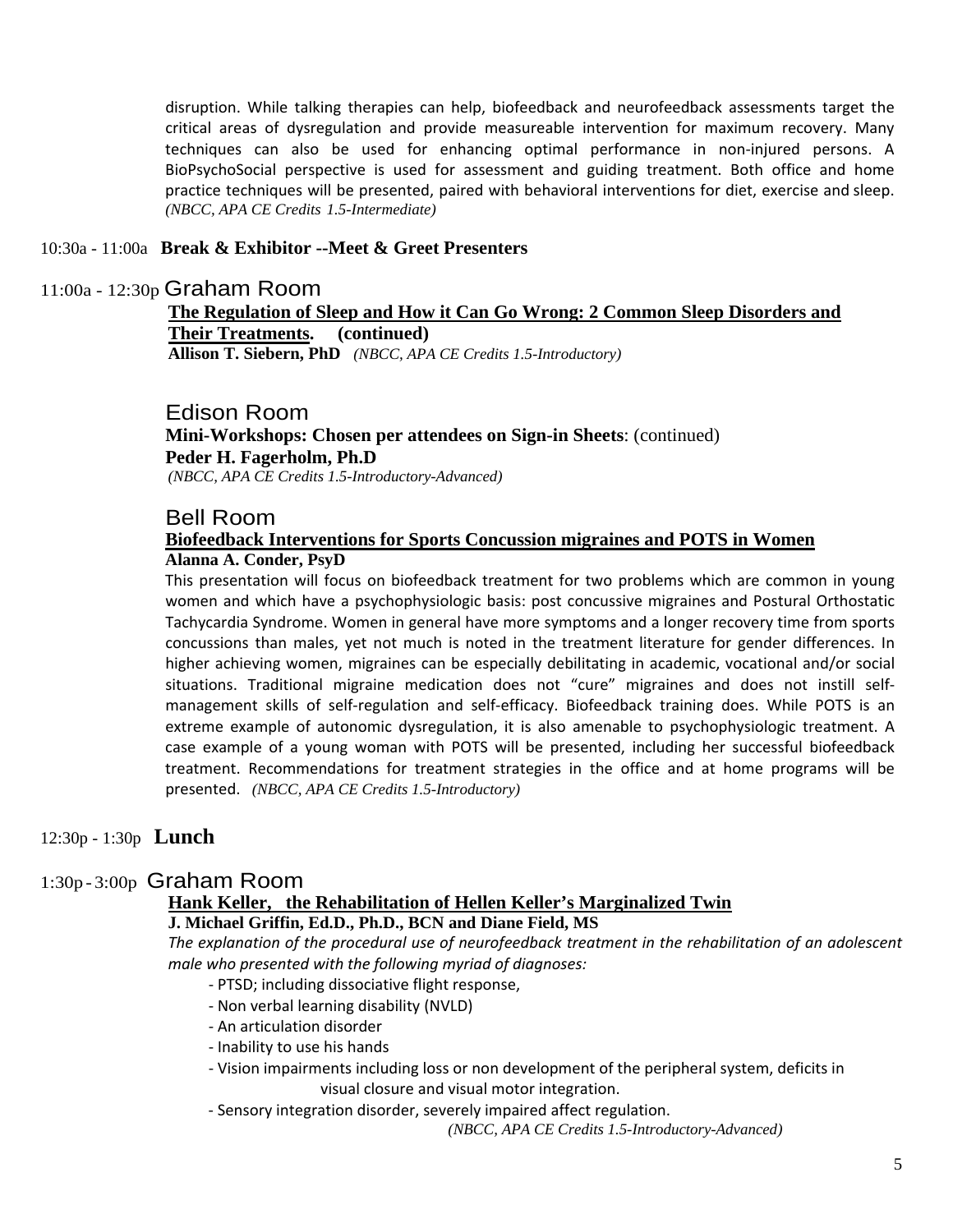disruption. While talking therapies can help, biofeedback and neurofeedback assessments target the critical areas of dysregulation and provide measureable intervention for maximum recovery. Many techniques can also be used for enhancing optimal performance in non-injured persons. A BioPsychoSocial perspective is used for assessment and guiding treatment. Both office and home practice techniques will be presented, paired with behavioral interventions for diet, exercise and sleep. *(NBCC, APA CE Credits 1.5-Intermediate)*

10:30a - 11:00a **Break & Exhibitor --Meet & Greet Presenters**

## 11:00a - 12:30p Graham Room

**The Regulation of Sleep and How it Can Go Wrong: 2 Common Sleep Disorders and Their Treatments. (continued)**
**Allison T. Siebern, PhD** *(NBCC, APA CE Credits 1.5-Introductory)*

### Edison Room

**Mini-Workshops: Chosen per attendees on Sign-in Sheets**: (continued)
**Peder H. Fagerholm, Ph.D**
*(NBCC, APA CE Credits 1.5-Introductory-Advanced)*

### Bell Room

**Biofeedback Interventions for Sports Concussion migraines and POTS in Women**
**Alanna A. Conder, PsyD**

This presentation will focus on biofeedback treatment for two problems which are common in young women and which have a psychophysiologic basis: post concussive migraines and Postural Orthostatic Tachycardia Syndrome. Women in general have more symptoms and a longer recovery time from sports concussions than males, yet not much is noted in the treatment literature for gender differences. In higher achieving women, migraines can be especially debilitating in academic, vocational and/or social situations. Traditional migraine medication does not "cure" migraines and does not instill self-management skills of self-regulation and self-efficacy. Biofeedback training does. While POTS is an extreme example of autonomic dysregulation, it is also amenable to psychophysiologic treatment. A case example of a young woman with POTS will be presented, including her successful biofeedback treatment. Recommendations for treatment strategies in the office and at home programs will be presented. *(NBCC, APA CE Credits 1.5-Introductory)*

12:30p - 1:30p **Lunch**

## 1:30p - 3:00p Graham Room

**Hank Keller, the Rehabilitation of Hellen Keller's Marginalized Twin**
**J. Michael Griffin, Ed.D., Ph.D., BCN and Diane Field, MS**

*The explanation of the procedural use of neurofeedback treatment in the rehabilitation of an adolescent male who presented with the following myriad of diagnoses:*

- PTSD; including dissociative flight response,
- Non verbal learning disability (NVLD)
- An articulation disorder
- Inability to use his hands
- Vision impairments including loss or non development of the peripheral system, deficits in visual closure and visual motor integration.
- Sensory integration disorder, severely impaired affect regulation.

*(NBCC, APA CE Credits 1.5-Introductory-Advanced)*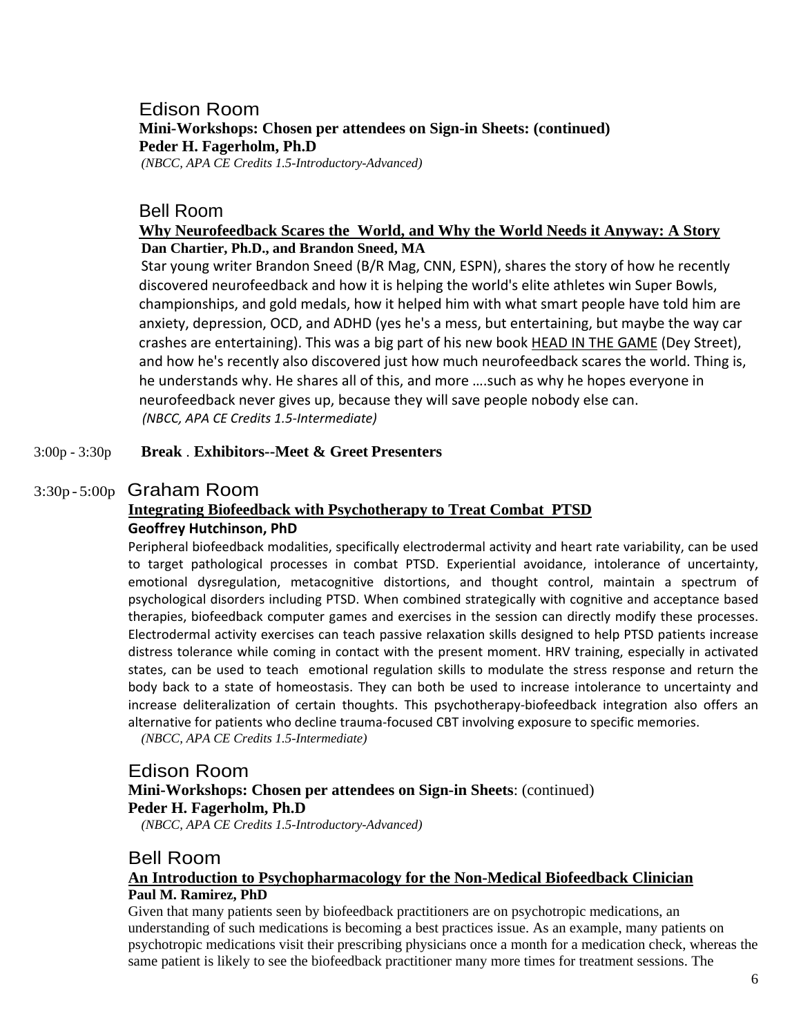## Edison Room

**Mini-Workshops: Chosen per attendees on Sign-in Sheets: (continued)**
**Peder H. Fagerholm, Ph.D**
*(NBCC, APA CE Credits 1.5-Introductory-Advanced)*

## Bell Room

**Why Neurofeedback Scares the World, and Why the World Needs it Anyway: A Story**
**Dan Chartier, Ph.D., and Brandon Sneed, MA**

Star young writer Brandon Sneed (B/R Mag, CNN, ESPN), shares the story of how he recently discovered neurofeedback and how it is helping the world's elite athletes win Super Bowls, championships, and gold medals, how it helped him with what smart people have told him are anxiety, depression, OCD, and ADHD (yes he's a mess, but entertaining, but maybe the way car crashes are entertaining). This was a big part of his new book HEAD IN THE GAME (Dey Street), and how he's recently also discovered just how much neurofeedback scares the world. Thing is, he understands why. He shares all of this, and more ….such as why he hopes everyone in neurofeedback never gives up, because they will save people nobody else can.
*(NBCC, APA CE Credits 1.5-Intermediate)*

3:00p - 3:30p **Break** . **Exhibitors--Meet & Greet Presenters**

3:30p - 5:00p

## Graham Room

**Integrating Biofeedback with Psychotherapy to Treat Combat PTSD**
**Geoffrey Hutchinson, PhD**

Peripheral biofeedback modalities, specifically electrodermal activity and heart rate variability, can be used to target pathological processes in combat PTSD. Experiential avoidance, intolerance of uncertainty, emotional dysregulation, metacognitive distortions, and thought control, maintain a spectrum of psychological disorders including PTSD. When combined strategically with cognitive and acceptance based therapies, biofeedback computer games and exercises in the session can directly modify these processes. Electrodermal activity exercises can teach passive relaxation skills designed to help PTSD patients increase distress tolerance while coming in contact with the present moment. HRV training, especially in activated states, can be used to teach emotional regulation skills to modulate the stress response and return the body back to a state of homeostasis. They can both be used to increase intolerance to uncertainty and increase deliteralization of certain thoughts. This psychotherapy-biofeedback integration also offers an alternative for patients who decline trauma-focused CBT involving exposure to specific memories.
*(NBCC, APA CE Credits 1.5-Intermediate)*

## Edison Room

**Mini-Workshops: Chosen per attendees on Sign-in Sheets**: (continued)
**Peder H. Fagerholm, Ph.D**
*(NBCC, APA CE Credits 1.5-Introductory-Advanced)*

## Bell Room

**An Introduction to Psychopharmacology for the Non-Medical Biofeedback Clinician**
**Paul M. Ramirez, PhD**

Given that many patients seen by biofeedback practitioners are on psychotropic medications, an understanding of such medications is becoming a best practices issue. As an example, many patients on psychotropic medications visit their prescribing physicians once a month for a medication check, whereas the same patient is likely to see the biofeedback practitioner many more times for treatment sessions. The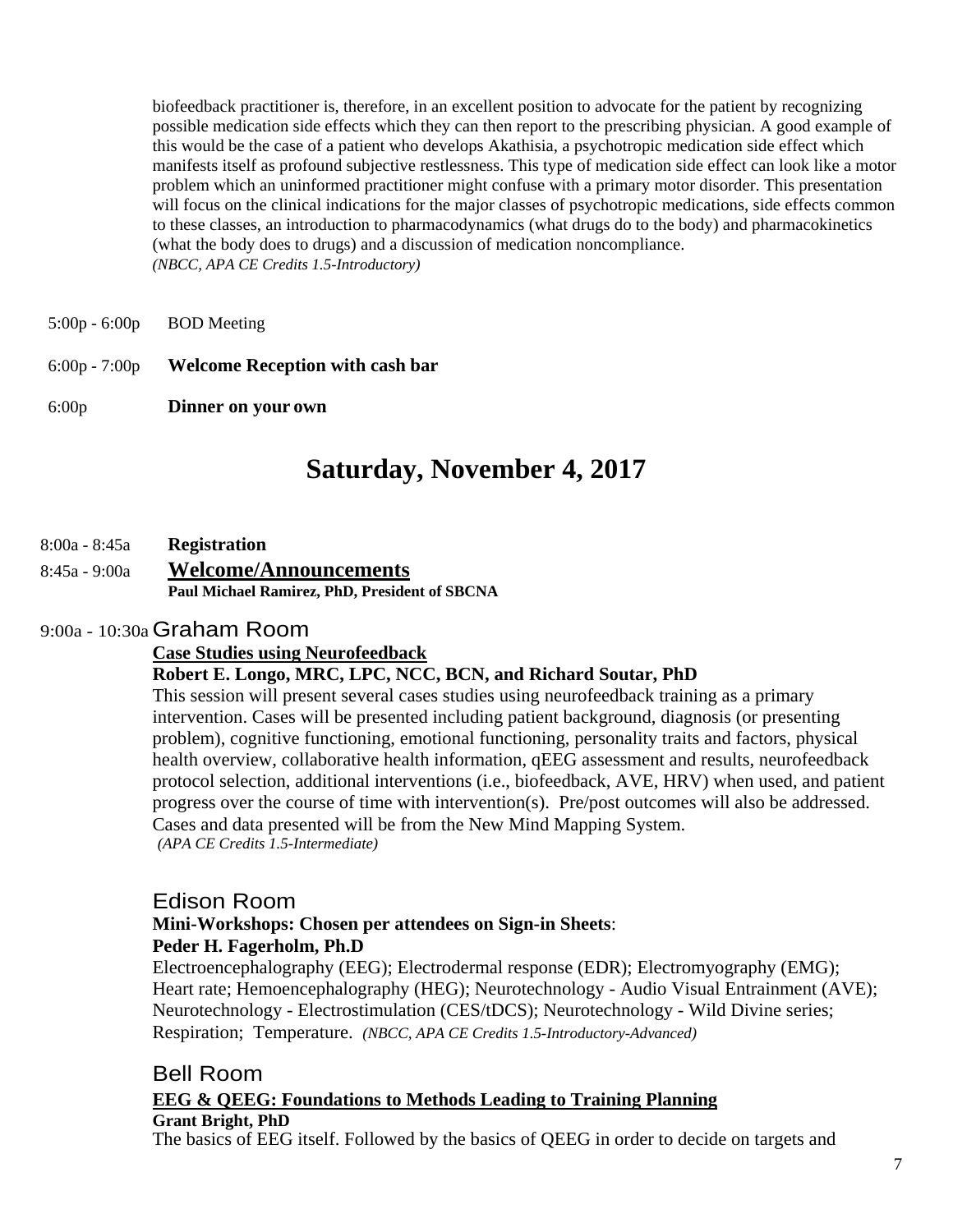biofeedback practitioner is, therefore, in an excellent position to advocate for the patient by recognizing possible medication side effects which they can then report to the prescribing physician. A good example of this would be the case of a patient who develops Akathisia, a psychotropic medication side effect which manifests itself as profound subjective restlessness. This type of medication side effect can look like a motor problem which an uninformed practitioner might confuse with a primary motor disorder. This presentation will focus on the clinical indications for the major classes of psychotropic medications, side effects common to these classes, an introduction to pharmacodynamics (what drugs do to the body) and pharmacokinetics (what the body does to drugs) and a discussion of medication noncompliance.
*(NBCC, APA CE Credits 1.5-Introductory)*

5:00p - 6:00p BOD Meeting

6:00p - 7:00p **Welcome Reception with cash bar**

6:00p **Dinner on your own**

## Saturday, November 4, 2017

8:00a - 8:45a **Registration**

8:45a - 9:00a **Welcome/Announcements**
**Paul Michael Ramirez, PhD, President of SBCNA**

9:00a - 10:30a Graham Room

**Case Studies using Neurofeedback**
**Robert E. Longo, MRC, LPC, NCC, BCN, and Richard Soutar, PhD**
This session will present several cases studies using neurofeedback training as a primary intervention. Cases will be presented including patient background, diagnosis (or presenting problem), cognitive functioning, emotional functioning, personality traits and factors, physical health overview, collaborative health information, qEEG assessment and results, neurofeedback protocol selection, additional interventions (i.e., biofeedback, AVE, HRV) when used, and patient progress over the course of time with intervention(s). Pre/post outcomes will also be addressed. Cases and data presented will be from the New Mind Mapping System.
*(APA CE Credits 1.5-Intermediate)*

Edison Room

**Mini-Workshops: Chosen per attendees on Sign-in Sheets**:
**Peder H. Fagerholm, Ph.D**
Electroencephalography (EEG); Electrodermal response (EDR); Electromyography (EMG); Heart rate; Hemoencephalography (HEG); Neurotechnology - Audio Visual Entrainment (AVE); Neurotechnology - Electrostimulation (CES/tDCS); Neurotechnology - Wild Divine series; Respiration; Temperature. *(NBCC, APA CE Credits 1.5-Introductory-Advanced)*

Bell Room

**EEG & QEEG: Foundations to Methods Leading to Training Planning**
**Grant Bright, PhD**
The basics of EEG itself. Followed by the basics of QEEG in order to decide on targets and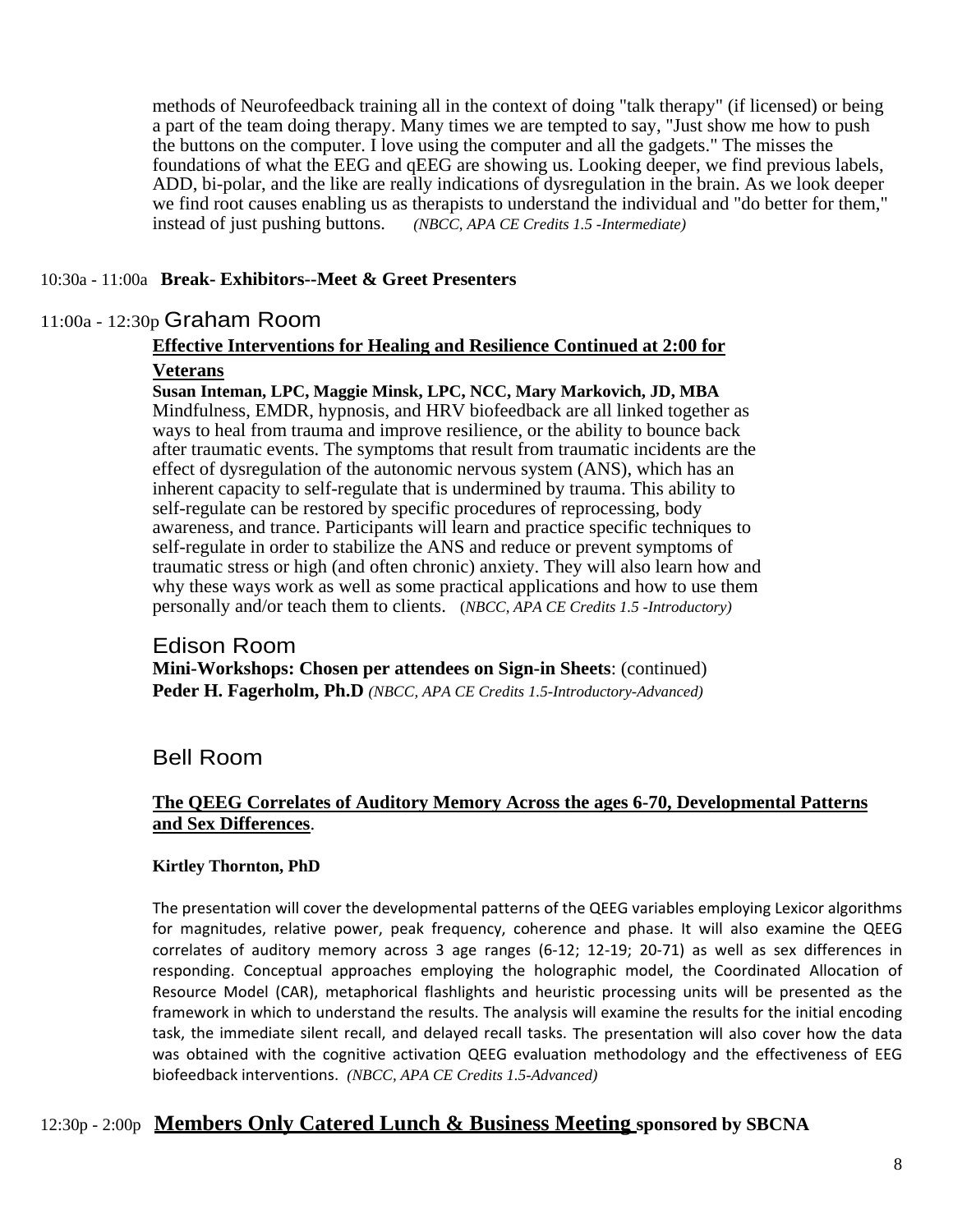methods of Neurofeedback training all in the context of doing "talk therapy" (if licensed) or being a part of the team doing therapy. Many times we are tempted to say, "Just show me how to push the buttons on the computer. I love using the computer and all the gadgets." The misses the foundations of what the EEG and qEEG are showing us. Looking deeper, we find previous labels, ADD, bi-polar, and the like are really indications of dysregulation in the brain. As we look deeper we find root causes enabling us as therapists to understand the individual and "do better for them," instead of just pushing buttons. *(NBCC, APA CE Credits 1.5 -Intermediate)*

10:30a - 11:00a **Break- Exhibitors--Meet & Greet Presenters**

11:00a - 12:30p Graham Room

**Effective Interventions for Healing and Resilience Continued at 2:00 for Veterans**

**Susan Inteman, LPC, Maggie Minsk, LPC, NCC, Mary Markovich, JD, MBA**

Mindfulness, EMDR, hypnosis, and HRV biofeedback are all linked together as ways to heal from trauma and improve resilience, or the ability to bounce back after traumatic events. The symptoms that result from traumatic incidents are the effect of dysregulation of the autonomic nervous system (ANS), which has an inherent capacity to self-regulate that is undermined by trauma. This ability to self-regulate can be restored by specific procedures of reprocessing, body awareness, and trance. Participants will learn and practice specific techniques to self-regulate in order to stabilize the ANS and reduce or prevent symptoms of traumatic stress or high (and often chronic) anxiety. They will also learn how and why these ways work as well as some practical applications and how to use them personally and/or teach them to clients. (*NBCC, APA CE Credits 1.5 -Introductory)*

Edison Room

**Mini-Workshops: Chosen per attendees on Sign-in Sheets**: (continued)
**Peder H. Fagerholm, Ph.D** *(NBCC, APA CE Credits 1.5-Introductory-Advanced)*

Bell Room

**The QEEG Correlates of Auditory Memory Across the ages 6-70, Developmental Patterns and Sex Differences**.

**Kirtley Thornton, PhD**

The presentation will cover the developmental patterns of the QEEG variables employing Lexicor algorithms for magnitudes, relative power, peak frequency, coherence and phase. It will also examine the QEEG correlates of auditory memory across 3 age ranges (6-12; 12-19; 20-71) as well as sex differences in responding. Conceptual approaches employing the holographic model, the Coordinated Allocation of Resource Model (CAR), metaphorical flashlights and heuristic processing units will be presented as the framework in which to understand the results. The analysis will examine the results for the initial encoding task, the immediate silent recall, and delayed recall tasks. The presentation will also cover how the data was obtained with the cognitive activation QEEG evaluation methodology and the effectiveness of EEG biofeedback interventions. *(NBCC, APA CE Credits 1.5-Advanced)*

12:30p - 2:00p **Members Only Catered Lunch & Business Meeting sponsored by SBCNA**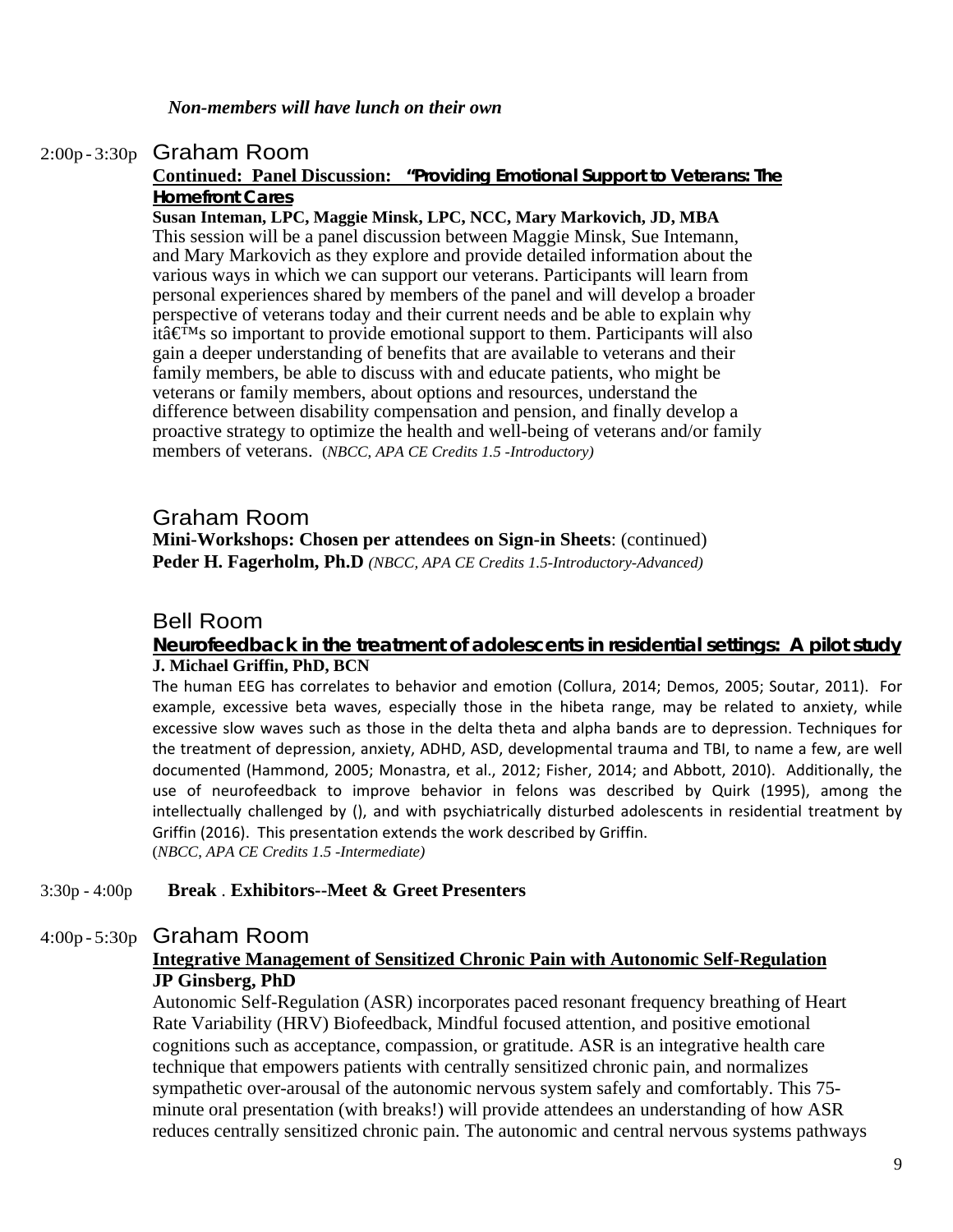*Non-members will have lunch on their own*

2:00p - 3:30p Graham Room

**Continued: Panel Discussion: "Providing Emotional Support to Veterans: The Homefront Cares**

**Susan Inteman, LPC, Maggie Minsk, LPC, NCC, Mary Markovich, JD, MBA**

This session will be a panel discussion between Maggie Minsk, Sue Intemann, and Mary Markovich as they explore and provide detailed information about the various ways in which we can support our veterans. Participants will learn from personal experiences shared by members of the panel and will develop a broader perspective of veterans today and their current needs and be able to explain why itâ€™s so important to provide emotional support to them. Participants will also gain a deeper understanding of benefits that are available to veterans and their family members, be able to discuss with and educate patients, who might be veterans or family members, about options and resources, understand the difference between disability compensation and pension, and finally develop a proactive strategy to optimize the health and well-being of veterans and/or family members of veterans. (*NBCC, APA CE Credits 1.5 -Introductory)*

Graham Room

**Mini-Workshops: Chosen per attendees on Sign-in Sheets**: (continued)

**Peder H. Fagerholm, Ph.D** *(NBCC, APA CE Credits 1.5-Introductory-Advanced)*

Bell Room

**Neurofeedback in the treatment of adolescents in residential settings: A pilot study**

**J. Michael Griffin, PhD, BCN**

The human EEG has correlates to behavior and emotion (Collura, 2014; Demos, 2005; Soutar, 2011). For example, excessive beta waves, especially those in the hibeta range, may be related to anxiety, while excessive slow waves such as those in the delta theta and alpha bands are to depression. Techniques for the treatment of depression, anxiety, ADHD, ASD, developmental trauma and TBI, to name a few, are well documented (Hammond, 2005; Monastra, et al., 2012; Fisher, 2014; and Abbott, 2010). Additionally, the use of neurofeedback to improve behavior in felons was described by Quirk (1995), among the intellectually challenged by (), and with psychiatrically disturbed adolescents in residential treatment by Griffin (2016). This presentation extends the work described by Griffin.

(*NBCC, APA CE Credits 1.5 -Intermediate)*

3:30p - 4:00p **Break** . **Exhibitors--Meet & Greet Presenters**

4:00p - 5:30p Graham Room

**Integrative Management of Sensitized Chronic Pain with Autonomic Self-Regulation**

**JP Ginsberg, PhD**

Autonomic Self-Regulation (ASR) incorporates paced resonant frequency breathing of Heart Rate Variability (HRV) Biofeedback, Mindful focused attention, and positive emotional cognitions such as acceptance, compassion, or gratitude. ASR is an integrative health care technique that empowers patients with centrally sensitized chronic pain, and normalizes sympathetic over-arousal of the autonomic nervous system safely and comfortably. This 75-minute oral presentation (with breaks!) will provide attendees an understanding of how ASR reduces centrally sensitized chronic pain. The autonomic and central nervous systems pathways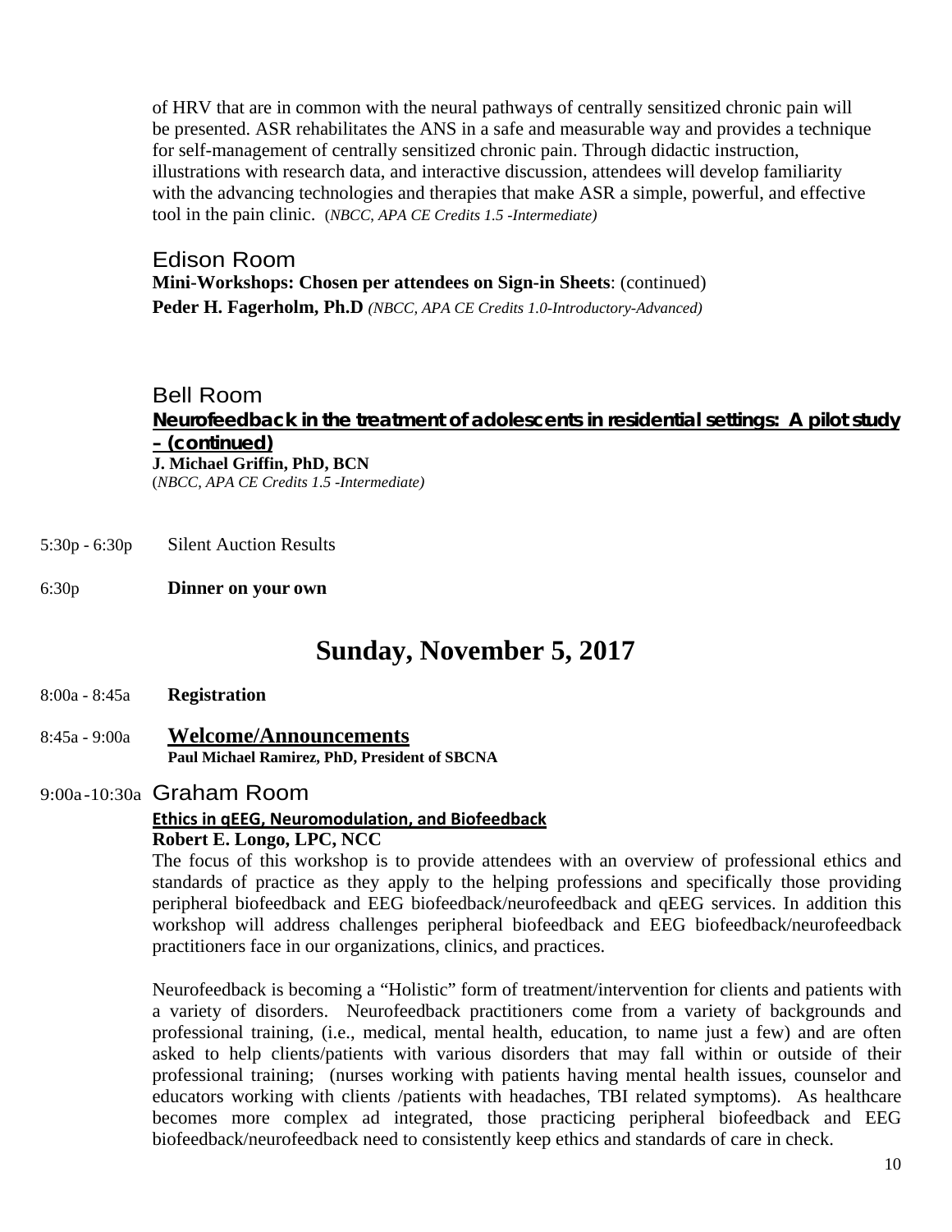of HRV that are in common with the neural pathways of centrally sensitized chronic pain will be presented. ASR rehabilitates the ANS in a safe and measurable way and provides a technique for self-management of centrally sensitized chronic pain. Through didactic instruction, illustrations with research data, and interactive discussion, attendees will develop familiarity with the advancing technologies and therapies that make ASR a simple, powerful, and effective tool in the pain clinic. (*NBCC, APA CE Credits 1.5 -Intermediate)*

Edison Room

**Mini-Workshops: Chosen per attendees on Sign-in Sheets**: (continued)

**Peder H. Fagerholm, Ph.D** *(NBCC, APA CE Credits 1.0-Introductory-Advanced)*

Bell Room

**Neurofeedback in the treatment of adolescents in residential settings: A pilot study – (continued)**

**J. Michael Griffin, PhD, BCN**

(*NBCC, APA CE Credits 1.5 -Intermediate)*

5:30p - 6:30p Silent Auction Results

6:30p **Dinner on your own**

# Sunday, November 5, 2017

8:00a - 8:45a **Registration**

8:45a - 9:00a **Welcome/Announcements**

**Paul Michael Ramirez, PhD, President of SBCNA**

9:00a - 10:30a Graham Room

**Ethics in qEEG, Neuromodulation, and Biofeedback**

**Robert E. Longo, LPC, NCC**

The focus of this workshop is to provide attendees with an overview of professional ethics and standards of practice as they apply to the helping professions and specifically those providing peripheral biofeedback and EEG biofeedback/neurofeedback and qEEG services. In addition this workshop will address challenges peripheral biofeedback and EEG biofeedback/neurofeedback practitioners face in our organizations, clinics, and practices.

Neurofeedback is becoming a "Holistic" form of treatment/intervention for clients and patients with a variety of disorders. Neurofeedback practitioners come from a variety of backgrounds and professional training, (i.e., medical, mental health, education, to name just a few) and are often asked to help clients/patients with various disorders that may fall within or outside of their professional training; (nurses working with patients having mental health issues, counselor and educators working with clients /patients with headaches, TBI related symptoms). As healthcare becomes more complex ad integrated, those practicing peripheral biofeedback and EEG biofeedback/neurofeedback need to consistently keep ethics and standards of care in check.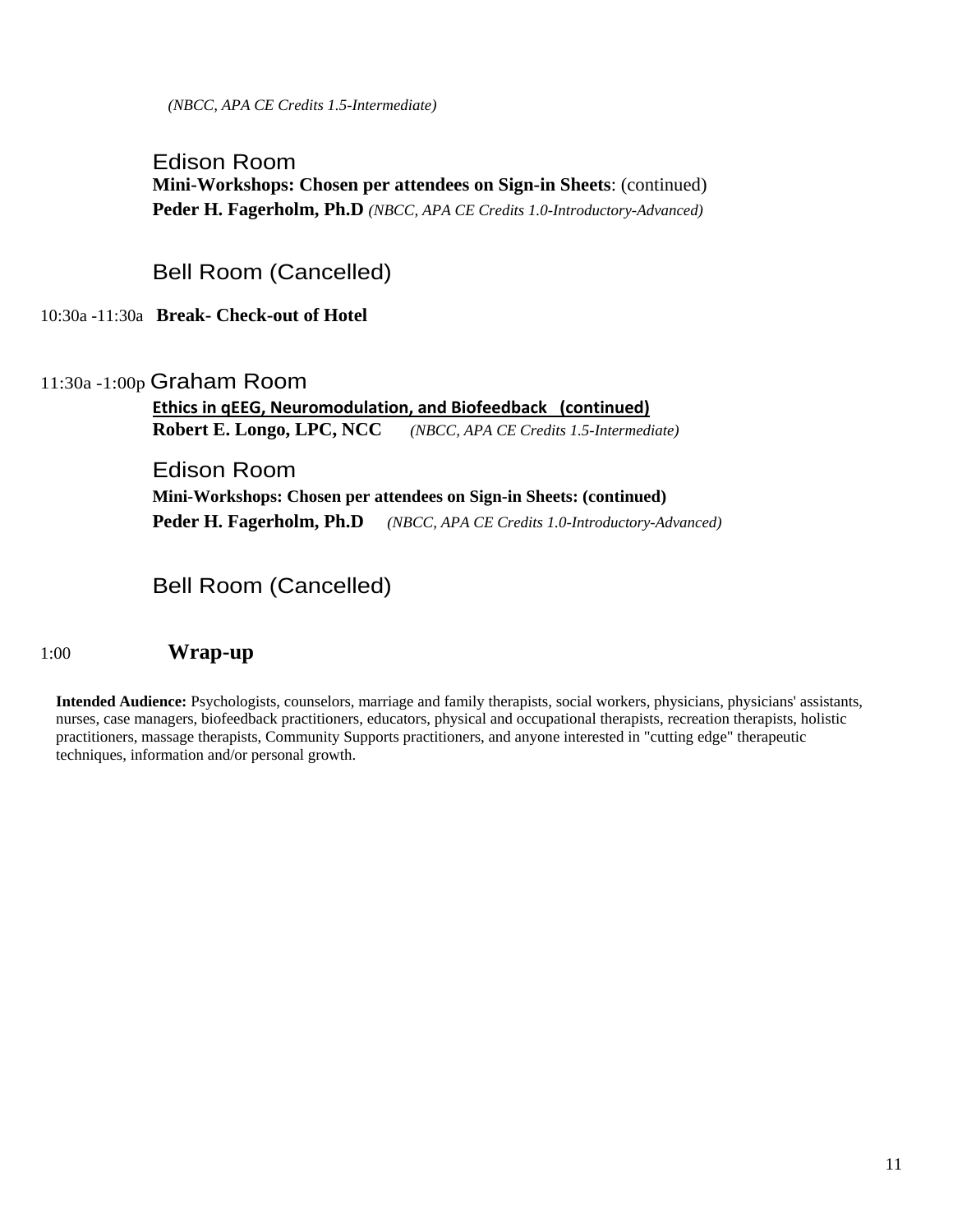*(NBCC, APA CE Credits 1.5-Intermediate)*

Edison Room

**Mini-Workshops: Chosen per attendees on Sign-in Sheets**: (continued)

**Peder H. Fagerholm, Ph.D** *(NBCC, APA CE Credits 1.0-Introductory-Advanced)*

Bell Room (Cancelled)

10:30a -11:30a **Break- Check-out of Hotel**

11:30a -1:00p Graham Room

**Ethics in qEEG, Neuromodulation, and Biofeedback (continued)**

**Robert E. Longo, LPC, NCC** *(NBCC, APA CE Credits 1.5-Intermediate)*

Edison Room

**Mini-Workshops: Chosen per attendees on Sign-in Sheets: (continued)**

**Peder H. Fagerholm, Ph.D** *(NBCC, APA CE Credits 1.0-Introductory-Advanced)*

Bell Room (Cancelled)

1:00 **Wrap-up**

**Intended Audience:** Psychologists, counselors, marriage and family therapists, social workers, physicians, physicians' assistants, nurses, case managers, biofeedback practitioners, educators, physical and occupational therapists, recreation therapists, holistic practitioners, massage therapists, Community Supports practitioners, and anyone interested in "cutting edge" therapeutic techniques, information and/or personal growth.